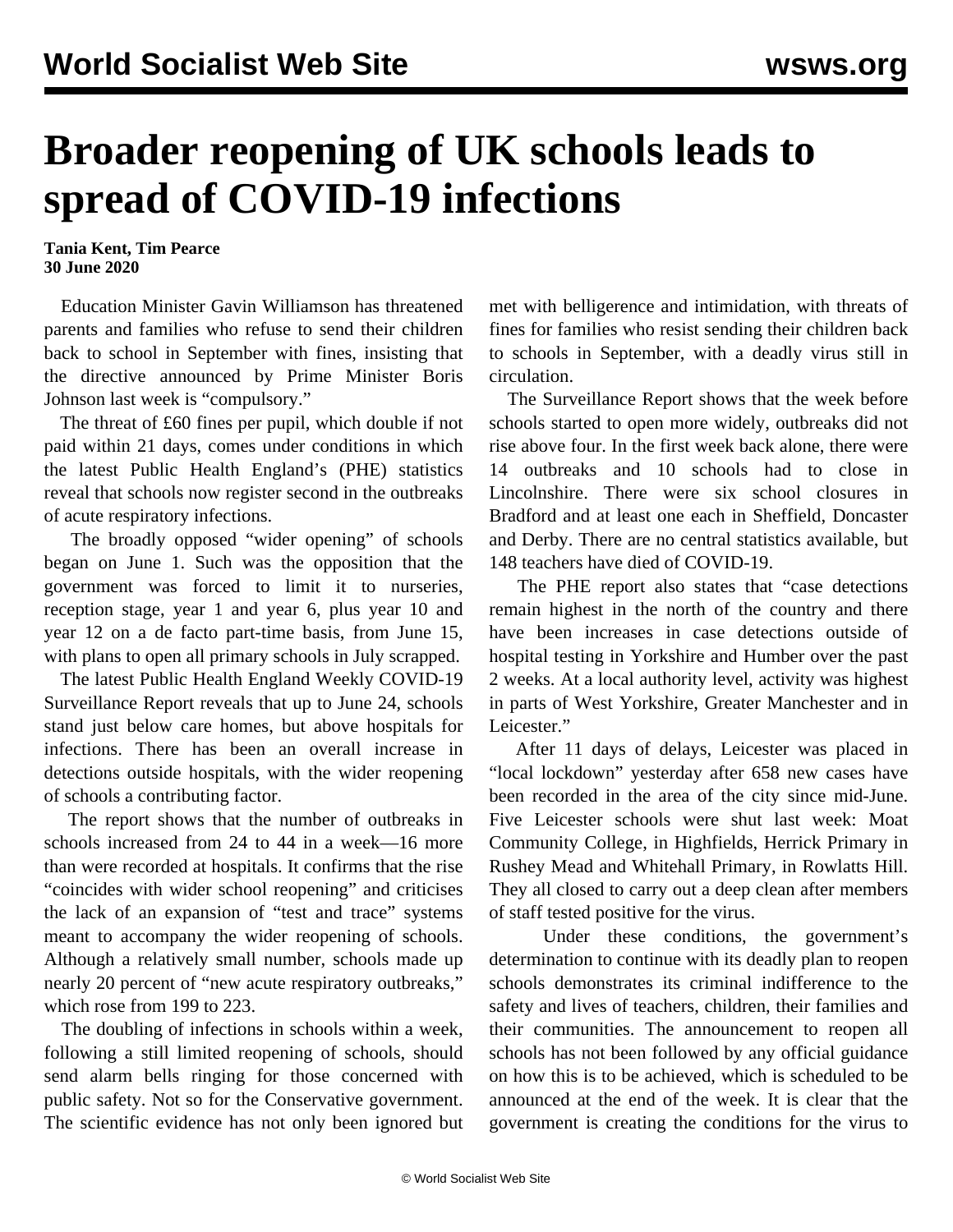# Broader reopening of UK schools leads to spread of COVID-19 infections

**Tania Kent, Tim Pearce**
**30 June 2020**

Education Minister Gavin Williamson has threatened parents and families who refuse to send their children back to school in September with fines, insisting that the directive announced by Prime Minister Boris Johnson last week is "compulsory."

The threat of £60 fines per pupil, which double if not paid within 21 days, comes under conditions in which the latest Public Health England's (PHE) statistics reveal that schools now register second in the outbreaks of acute respiratory infections.

The broadly opposed "wider opening" of schools began on June 1. Such was the opposition that the government was forced to limit it to nurseries, reception stage, year 1 and year 6, plus year 10 and year 12 on a de facto part-time basis, from June 15, with plans to open all primary schools in July scrapped.

The latest Public Health England Weekly COVID-19 Surveillance Report reveals that up to June 24, schools stand just below care homes, but above hospitals for infections. There has been an overall increase in detections outside hospitals, with the wider reopening of schools a contributing factor.

The report shows that the number of outbreaks in schools increased from 24 to 44 in a week—16 more than were recorded at hospitals. It confirms that the rise "coincides with wider school reopening" and criticises the lack of an expansion of "test and trace" systems meant to accompany the wider reopening of schools. Although a relatively small number, schools made up nearly 20 percent of "new acute respiratory outbreaks," which rose from 199 to 223.

The doubling of infections in schools within a week, following a still limited reopening of schools, should send alarm bells ringing for those concerned with public safety. Not so for the Conservative government. The scientific evidence has not only been ignored but met with belligerence and intimidation, with threats of fines for families who resist sending their children back to schools in September, with a deadly virus still in circulation.

The Surveillance Report shows that the week before schools started to open more widely, outbreaks did not rise above four. In the first week back alone, there were 14 outbreaks and 10 schools had to close in Lincolnshire. There were six school closures in Bradford and at least one each in Sheffield, Doncaster and Derby. There are no central statistics available, but 148 teachers have died of COVID-19.

The PHE report also states that "case detections remain highest in the north of the country and there have been increases in case detections outside of hospital testing in Yorkshire and Humber over the past 2 weeks. At a local authority level, activity was highest in parts of West Yorkshire, Greater Manchester and in Leicester."

After 11 days of delays, Leicester was placed in "local lockdown" yesterday after 658 new cases have been recorded in the area of the city since mid-June. Five Leicester schools were shut last week: Moat Community College, in Highfields, Herrick Primary in Rushey Mead and Whitehall Primary, in Rowlatts Hill. They all closed to carry out a deep clean after members of staff tested positive for the virus.

Under these conditions, the government's determination to continue with its deadly plan to reopen schools demonstrates its criminal indifference to the safety and lives of teachers, children, their families and their communities. The announcement to reopen all schools has not been followed by any official guidance on how this is to be achieved, which is scheduled to be announced at the end of the week. It is clear that the government is creating the conditions for the virus to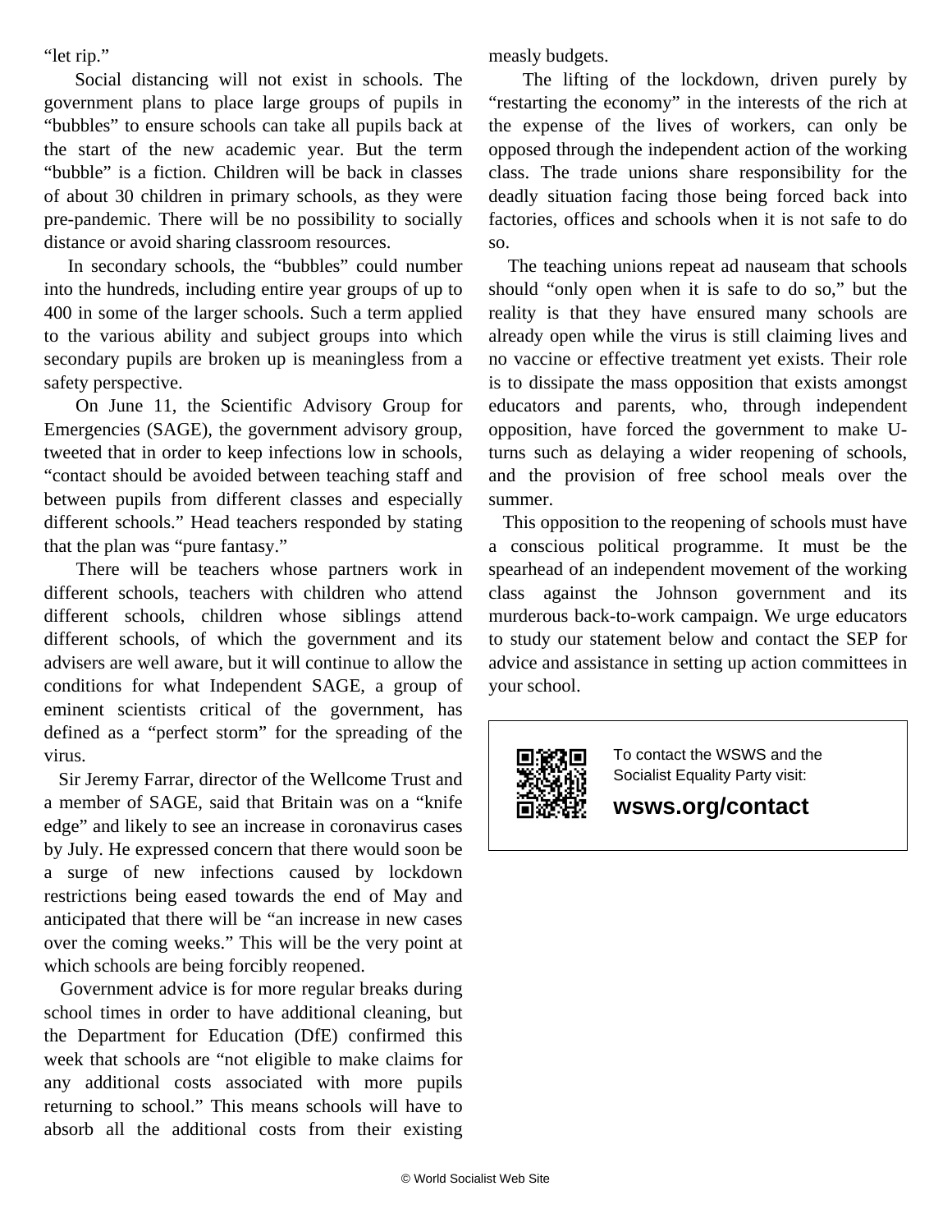"let rip."

Social distancing will not exist in schools. The government plans to place large groups of pupils in "bubbles" to ensure schools can take all pupils back at the start of the new academic year. But the term "bubble" is a fiction. Children will be back in classes of about 30 children in primary schools, as they were pre-pandemic. There will be no possibility to socially distance or avoid sharing classroom resources.

In secondary schools, the "bubbles" could number into the hundreds, including entire year groups of up to 400 in some of the larger schools. Such a term applied to the various ability and subject groups into which secondary pupils are broken up is meaningless from a safety perspective.

On June 11, the Scientific Advisory Group for Emergencies (SAGE), the government advisory group, tweeted that in order to keep infections low in schools, "contact should be avoided between teaching staff and between pupils from different classes and especially different schools." Head teachers responded by stating that the plan was "pure fantasy."

There will be teachers whose partners work in different schools, teachers with children who attend different schools, children whose siblings attend different schools, of which the government and its advisers are well aware, but it will continue to allow the conditions for what Independent SAGE, a group of eminent scientists critical of the government, has defined as a "perfect storm" for the spreading of the virus.

Sir Jeremy Farrar, director of the Wellcome Trust and a member of SAGE, said that Britain was on a "knife edge" and likely to see an increase in coronavirus cases by July. He expressed concern that there would soon be a surge of new infections caused by lockdown restrictions being eased towards the end of May and anticipated that there will be "an increase in new cases over the coming weeks." This will be the very point at which schools are being forcibly reopened.

Government advice is for more regular breaks during school times in order to have additional cleaning, but the Department for Education (DfE) confirmed this week that schools are "not eligible to make claims for any additional costs associated with more pupils returning to school." This means schools will have to absorb all the additional costs from their existing measly budgets.

The lifting of the lockdown, driven purely by "restarting the economy" in the interests of the rich at the expense of the lives of workers, can only be opposed through the independent action of the working class. The trade unions share responsibility for the deadly situation facing those being forced back into factories, offices and schools when it is not safe to do so.

The teaching unions repeat ad nauseam that schools should "only open when it is safe to do so," but the reality is that they have ensured many schools are already open while the virus is still claiming lives and no vaccine or effective treatment yet exists. Their role is to dissipate the mass opposition that exists amongst educators and parents, who, through independent opposition, have forced the government to make U-turns such as delaying a wider reopening of schools, and the provision of free school meals over the summer.

This opposition to the reopening of schools must have a conscious political programme. It must be the spearhead of an independent movement of the working class against the Johnson government and its murderous back-to-work campaign. We urge educators to study our statement below and contact the SEP for advice and assistance in setting up action committees in your school.

To contact the WSWS and the Socialist Equality Party visit:

**wsws.org/contact**